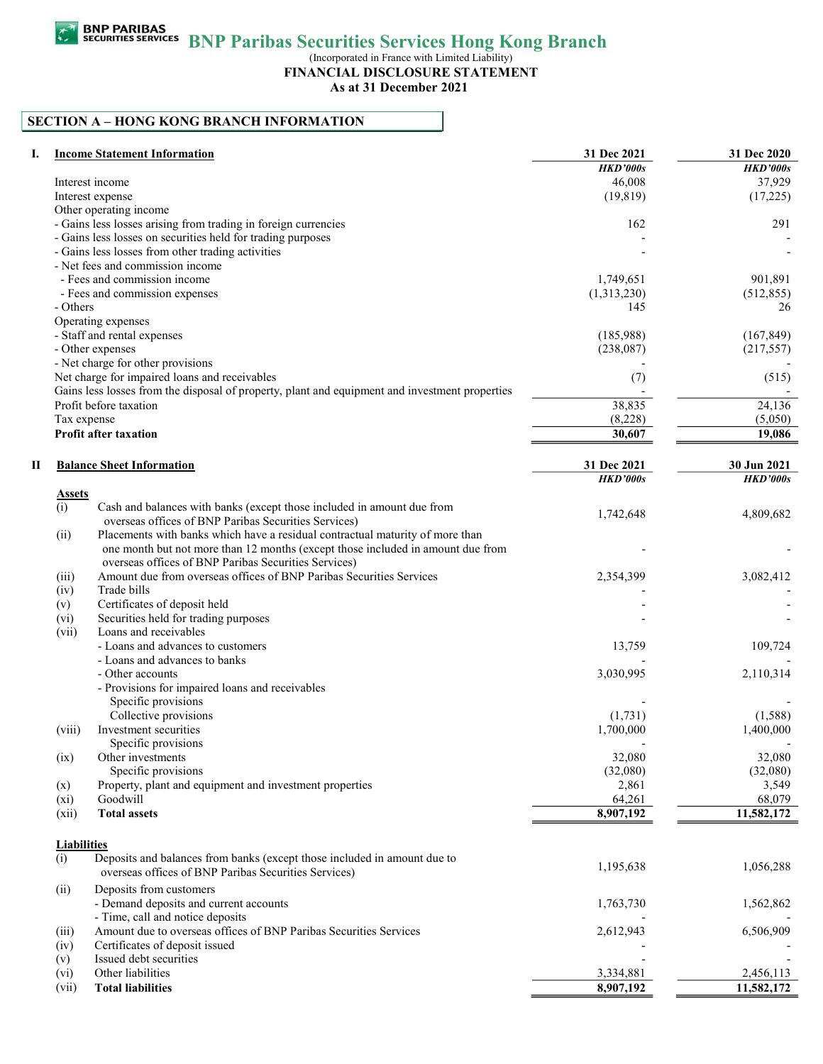BNP PARIBAS SECURITIES SERVICES

# BNP Paribas Securities Services Hong Kong Branch

(Incorporated in France with Limited Liability)

**FINANCIAL DISCLOSURE STATEMENT**

**As at 31 December 2021**

## SECTION A – HONG KONG BRANCH INFORMATION

### I. Income Statement Information

| | 31 Dec 2021 | 31 Dec 2020 |
|---|---|---|
| | *HKD'000s* | *HKD'000s* |
| Interest income | 46,008 | 37,929 |
| Interest expense | (19,819) | (17,225) |
| Other operating income | | |
| - Gains less losses arising from trading in foreign currencies | 162 | 291 |
| - Gains less losses on securities held for trading purposes | - | - |
| - Gains less losses from other trading activities | - | - |
| - Net fees and commission income | | |
| - Fees and commission income | 1,749,651 | 901,891 |
| - Fees and commission expenses | (1,313,230) | (512,855) |
| - Others | 145 | 26 |
| Operating expenses | | |
| - Staff and rental expenses | (185,988) | (167,849) |
| - Other expenses | (238,087) | (217,557) |
| - Net charge for other provisions | - | - |
| Net charge for impaired loans and receivables | (7) | (515) |
| Gains less losses from the disposal of property, plant and equipment and investment properties | - | - |
| Profit before taxation | 38,835 | 24,136 |
| Tax expense | (8,228) | (5,050) |
| **Profit after taxation** | **30,607** | **19,086** |

### II Balance Sheet Information

| | | 31 Dec 2021 | 30 Jun 2021 |
|---|---|---|---|
| | | *HKD'000s* | *HKD'000s* |
| **Assets** | | | |
| (i) | Cash and balances with banks (except those included in amount due from overseas offices of BNP Paribas Securities Services) | 1,742,648 | 4,809,682 |
| (ii) | Placements with banks which have a residual contractual maturity of more than one month but not more than 12 months (except those included in amount due from overseas offices of BNP Paribas Securities Services) | - | - |
| (iii) | Amount due from overseas offices of BNP Paribas Securities Services | 2,354,399 | 3,082,412 |
| (iv) | Trade bills | - | - |
| (v) | Certificates of deposit held | - | - |
| (vi) | Securities held for trading purposes | - | - |
| (vii) | Loans and receivables | | |
| | - Loans and advances to customers | 13,759 | 109,724 |
| | - Loans and advances to banks | - | - |
| | - Other accounts | 3,030,995 | 2,110,314 |
| | - Provisions for impaired loans and receivables | | |
| | Specific provisions | - | - |
| | Collective provisions | (1,731) | (1,588) |
| (viii) | Investment securities | 1,700,000 | 1,400,000 |
| | Specific provisions | - | - |
| (ix) | Other investments | 32,080 | 32,080 |
| | Specific provisions | (32,080) | (32,080) |
| (x) | Property, plant and equipment and investment properties | 2,861 | 3,549 |
| (xi) | Goodwill | 64,261 | 68,079 |
| (xii) | **Total assets** | **8,907,192** | **11,582,172** |
| **Liabilities** | | | |
| (i) | Deposits and balances from banks (except those included in amount due to overseas offices of BNP Paribas Securities Services) | 1,195,638 | 1,056,288 |
| (ii) | Deposits from customers | | |
| | - Demand deposits and current accounts | 1,763,730 | 1,562,862 |
| | - Time, call and notice deposits | - | - |
| (iii) | Amount due to overseas offices of BNP Paribas Securities Services | 2,612,943 | 6,506,909 |
| (iv) | Certificates of deposit issued | - | - |
| (v) | Issued debt securities | - | - |
| (vi) | Other liabilities | 3,334,881 | 2,456,113 |
| (vii) | **Total liabilities** | **8,907,192** | **11,582,172** |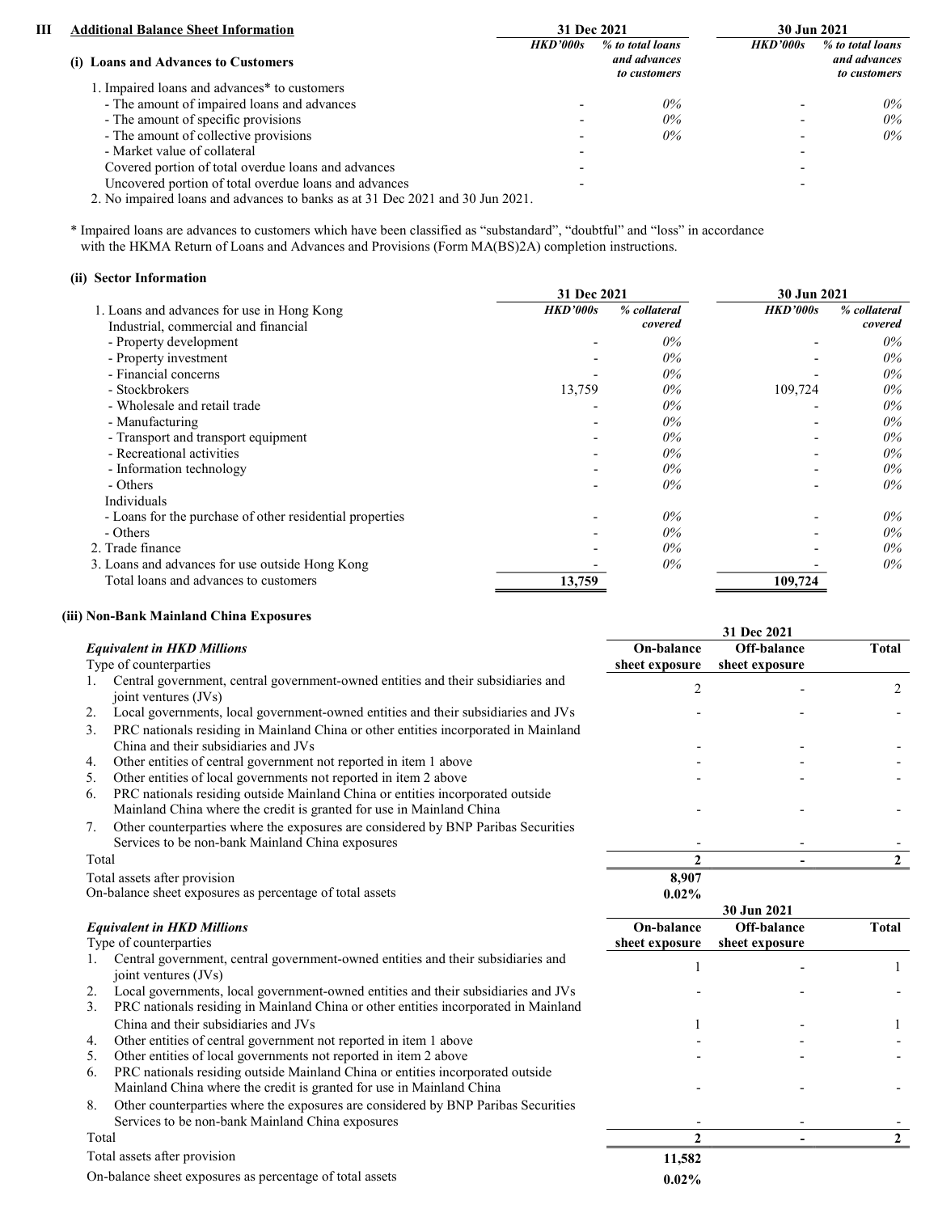## III Additional Balance Sheet Information

### (i) Loans and Advances to Customers

| | 31 Dec 2021 HKD'000s | 31 Dec 2021 % to total loans and advances to customers | 30 Jun 2021 HKD'000s | 30 Jun 2021 % to total loans and advances to customers |
|---|---|---|---|---|
| 1. Impaired loans and advances* to customers | | | | |
| - The amount of impaired loans and advances | - | 0% | - | 0% |
| - The amount of specific provisions | - | 0% | - | 0% |
| - The amount of collective provisions | - | 0% | - | 0% |
| - Market value of collateral | - | | - | |
| Covered portion of total overdue loans and advances | - | | - | |
| Uncovered portion of total overdue loans and advances | - | | - | |

2. No impaired loans and advances to banks as at 31 Dec 2021 and 30 Jun 2021.

\* Impaired loans are advances to customers which have been classified as "substandard", "doubtful" and "loss" in accordance with the HKMA Return of Loans and Advances and Provisions (Form MA(BS)2A) completion instructions.

### (ii) Sector Information

| | 31 Dec 2021 HKD'000s | 31 Dec 2021 % collateral covered | 30 Jun 2021 HKD'000s | 30 Jun 2021 % collateral covered |
|---|---|---|---|---|
| 1. Loans and advances for use in Hong Kong | | | | |
| Industrial, commercial and financial | | | | |
| - Property development | - | 0% | - | 0% |
| - Property investment | - | 0% | - | 0% |
| - Financial concerns | - | 0% | - | 0% |
| - Stockbrokers | 13,759 | 0% | 109,724 | 0% |
| - Wholesale and retail trade | - | 0% | - | 0% |
| - Manufacturing | - | 0% | - | 0% |
| - Transport and transport equipment | - | 0% | - | 0% |
| - Recreational activities | - | 0% | - | 0% |
| - Information technology | - | 0% | - | 0% |
| - Others | - | 0% | - | 0% |
| Individuals | | | | |
| - Loans for the purchase of other residential properties | - | 0% | - | 0% |
| - Others | - | 0% | - | 0% |
| 2. Trade finance | - | 0% | - | 0% |
| 3. Loans and advances for use outside Hong Kong | - | 0% | - | 0% |
| Total loans and advances to customers | **13,759** | | **109,724** | |

### (iii) Non-Bank Mainland China Exposures

**31 Dec 2021**

| *Equivalent in HKD Millions* Type of counterparties | On-balance sheet exposure | Off-balance sheet exposure | Total |
|---|---|---|---|
| 1. Central government, central government-owned entities and their subsidiaries and joint ventures (JVs) | 2 | - | 2 |
| 2. Local governments, local government-owned entities and their subsidiaries and JVs | - | - | - |
| 3. PRC nationals residing in Mainland China or other entities incorporated in Mainland China and their subsidiaries and JVs | - | - | - |
| 4. Other entities of central government not reported in item 1 above | - | - | - |
| 5. Other entities of local governments not reported in item 2 above | - | - | - |
| 6. PRC nationals residing outside Mainland China or entities incorporated outside Mainland China where the credit is granted for use in Mainland China | - | - | - |
| 7. Other counterparties where the exposures are considered by BNP Paribas Securities Services to be non-bank Mainland China exposures | - | - | - |
| Total | **2** | **-** | **2** |
| Total assets after provision | **8,907** | | |
| On-balance sheet exposures as percentage of total assets | **0.02%** | | |

**30 Jun 2021**

| *Equivalent in HKD Millions* Type of counterparties | On-balance sheet exposure | Off-balance sheet exposure | Total |
|---|---|---|---|
| 1. Central government, central government-owned entities and their subsidiaries and joint ventures (JVs) | 1 | - | 1 |
| 2. Local governments, local government-owned entities and their subsidiaries and JVs | - | - | - |
| 3. PRC nationals residing in Mainland China or other entities incorporated in Mainland China and their subsidiaries and JVs | 1 | - | 1 |
| 4. Other entities of central government not reported in item 1 above | - | - | - |
| 5. Other entities of local governments not reported in item 2 above | - | - | - |
| 6. PRC nationals residing outside Mainland China or entities incorporated outside Mainland China where the credit is granted for use in Mainland China | - | - | - |
| 8. Other counterparties where the exposures are considered by BNP Paribas Securities Services to be non-bank Mainland China exposures | - | - | - |
| Total | **2** | **-** | **2** |
| Total assets after provision | **11,582** | | |
| On-balance sheet exposures as percentage of total assets | **0.02%** | | |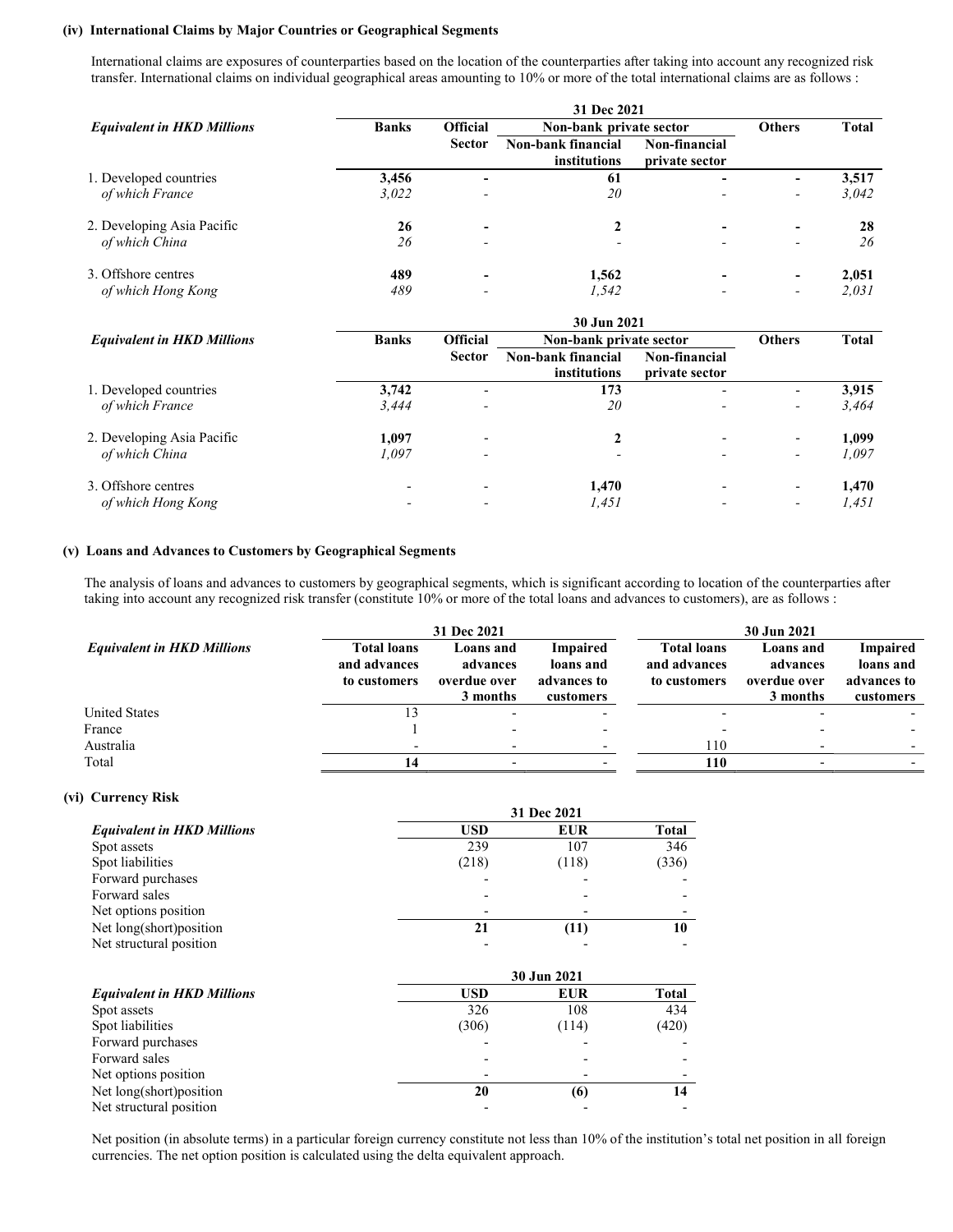### (iv) International Claims by Major Countries or Geographical Segments

International claims are exposures of counterparties based on the location of the counterparties after taking into account any recognized risk transfer. International claims on individual geographical areas amounting to 10% or more of the total international claims are as follows :

| *Equivalent in HKD Millions* | 31 Dec 2021 | | | | | |
|---|---|---|---|---|---|---|
| | Banks | Official Sector | Non-bank private sector | | Others | Total |
| | | | Non-bank financial institutions | Non-financial private sector | | |
| 1. Developed countries | **3,456** | **-** | **61** | **-** | **-** | **3,517** |
| *of which France* | *3,022* | - | *20* | - | - | *3,042* |
| 2. Developing Asia Pacific | **26** | **-** | **2** | **-** | **-** | **28** |
| *of which China* | *26* | - | - | - | - | *26* |
| 3. Offshore centres | **489** | **-** | **1,562** | **-** | **-** | **2,051** |
| *of which Hong Kong* | *489* | - | *1,542* | - | - | *2,031* |

| *Equivalent in HKD Millions* | 30 Jun 2021 | | | | | |
|---|---|---|---|---|---|---|
| | Banks | Official Sector | Non-bank private sector | | Others | Total |
| | | | Non-bank financial institutions | Non-financial private sector | | |
| 1. Developed countries | **3,742** | - | **173** | - | - | **3,915** |
| *of which France* | *3,444* | - | *20* | - | - | *3,464* |
| 2. Developing Asia Pacific | **1,097** | - | **2** | - | - | **1,099** |
| *of which China* | *1,097* | - | - | - | - | *1,097* |
| 3. Offshore centres | - | - | **1,470** | - | - | **1,470** |
| *of which Hong Kong* | - | - | *1,451* | - | - | *1,451* |

### (v) Loans and Advances to Customers by Geographical Segments

The analysis of loans and advances to customers by geographical segments, which is significant according to location of the counterparties after taking into account any recognized risk transfer (constitute 10% or more of the total loans and advances to customers), are as follows :

| *Equivalent in HKD Millions* | 31 Dec 2021 | | | 30 Jun 2021 | | |
|---|---|---|---|---|---|---|
| | Total loans and advances to customers | Loans and advances overdue over 3 months | Impaired loans and advances to customers | Total loans and advances to customers | Loans and advances overdue over 3 months | Impaired loans and advances to customers |
| United States | 13 | - | - | - | - | - |
| France | 1 | - | - | - | - | - |
| Australia | - | - | - | 110 | - | - |
| Total | **14** | - | - | **110** | - | - |

### (vi) Currency Risk

| *Equivalent in HKD Millions* | 31 Dec 2021 | | |
|---|---|---|---|
| | USD | EUR | Total |
| Spot assets | 239 | 107 | 346 |
| Spot liabilities | (218) | (118) | (336) |
| Forward purchases | - | - | - |
| Forward sales | - | - | - |
| Net options position | - | - | - |
| Net long(short)position | **21** | **(11)** | **10** |
| Net structural position | - | - | - |

| *Equivalent in HKD Millions* | 30 Jun 2021 | | |
|---|---|---|---|
| | USD | EUR | Total |
| Spot assets | 326 | 108 | 434 |
| Spot liabilities | (306) | (114) | (420) |
| Forward purchases | - | - | - |
| Forward sales | - | - | - |
| Net options position | - | - | - |
| Net long(short)position | **20** | **(6)** | **14** |
| Net structural position | - | - | - |

Net position (in absolute terms) in a particular foreign currency constitute not less than 10% of the institution's total net position in all foreign currencies. The net option position is calculated using the delta equivalent approach.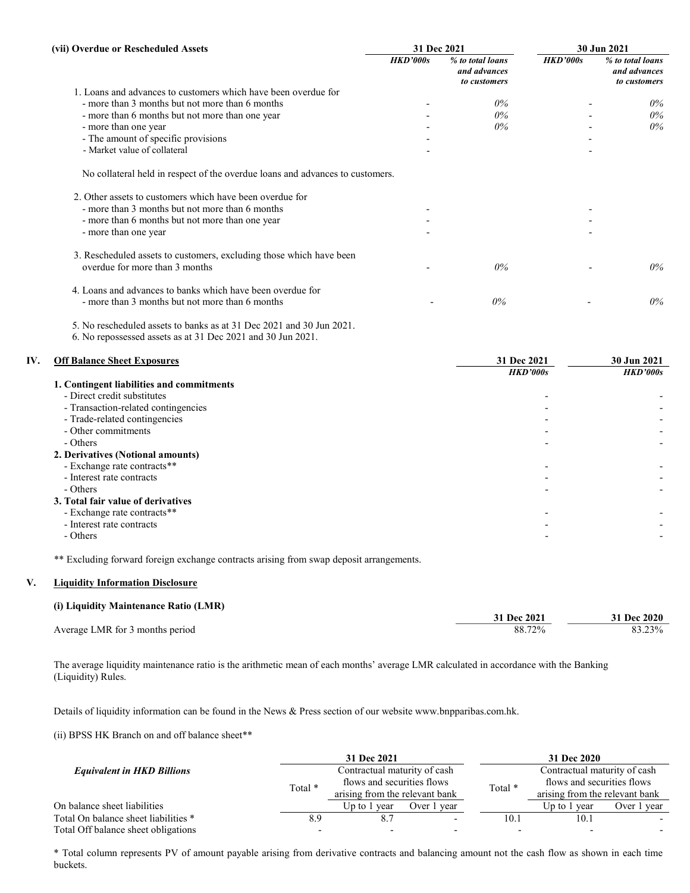### (vii) Overdue or Rescheduled Assets

| | 31 Dec 2021 | | 30 Jun 2021 | |
|---|---|---|---|---|
| | *HKD'000s* | *% to total loans and advances to customers* | *HKD'000s* | *% to total loans and advances to customers* |
| 1. Loans and advances to customers which have been overdue for | | | | |
| - more than 3 months but not more than 6 months | - | 0% | - | 0% |
| - more than 6 months but not more than one year | - | 0% | - | 0% |
| - more than one year | - | 0% | - | 0% |
| - The amount of specific provisions | - | | - | |
| - Market value of collateral | - | | - | |

No collateral held in respect of the overdue loans and advances to customers.

| | 31 Dec 2021 | | 30 Jun 2021 | |
|---|---|---|---|---|
| | *HKD'000s* | *% to total loans and advances to customers* | *HKD'000s* | *% to total loans and advances to customers* |
| 2. Other assets to customers which have been overdue for | | | | |
| - more than 3 months but not more than 6 months | - | | - | |
| - more than 6 months but not more than one year | - | | - | |
| - more than one year | - | | - | |
| 3. Rescheduled assets to customers, excluding those which have been overdue for more than 3 months | - | 0% | - | 0% |
| 4. Loans and advances to banks which have been overdue for | | | | |
| - more than 3 months but not more than 6 months | - | 0% | - | 0% |

5. No rescheduled assets to banks as at 31 Dec 2021 and 30 Jun 2021.
6. No repossessed assets as at 31 Dec 2021 and 30 Jun 2021.

## IV. Off Balance Sheet Exposures

| | 31 Dec 2021 | 30 Jun 2021 |
|---|---|---|
| | *HKD'000s* | *HKD'000s* |
| **1. Contingent liabilities and commitments** | | |
| - Direct credit substitutes | - | - |
| - Transaction-related contingencies | - | - |
| - Trade-related contingencies | - | - |
| - Other commitments | - | - |
| - Others | - | - |
| **2. Derivatives (Notional amounts)** | | |
| - Exchange rate contracts** | - | - |
| - Interest rate contracts | - | - |
| - Others | - | - |
| **3. Total fair value of derivatives** | | |
| - Exchange rate contracts** | - | - |
| - Interest rate contracts | - | - |
| - Others | - | - |

** Excluding forward foreign exchange contracts arising from swap deposit arrangements.

## V. Liquidity Information Disclosure

### (i) Liquidity Maintenance Ratio (LMR)

| | 31 Dec 2021 | 31 Dec 2020 |
|---|---|---|
| Average LMR for 3 months period | 88.72% | 83.23% |

The average liquidity maintenance ratio is the arithmetic mean of each months' average LMR calculated in accordance with the Banking (Liquidity) Rules.

Details of liquidity information can be found in the News & Press section of our website www.bnpparibas.com.hk.

(ii) BPSS HK Branch on and off balance sheet**

| *Equivalent in HKD Billions* | 31 Dec 2021 | | | 31 Dec 2020 | | |
|---|---|---|---|---|---|---|
| | Total * | Contractual maturity of cash flows and securities flows arising from the relevant bank | | Total * | Contractual maturity of cash flows and securities flows arising from the relevant bank | |
| On balance sheet liabilities | | Up to 1 year | Over 1 year | | Up to 1 year | Over 1 year |
| Total On balance sheet liabilities * | 8.9 | 8.7 | - | 10.1 | 10.1 | - |
| Total Off balance sheet obligations | - | - | - | - | - | - |

* Total column represents PV of amount payable arising from derivative contracts and balancing amount not the cash flow as shown in each time buckets.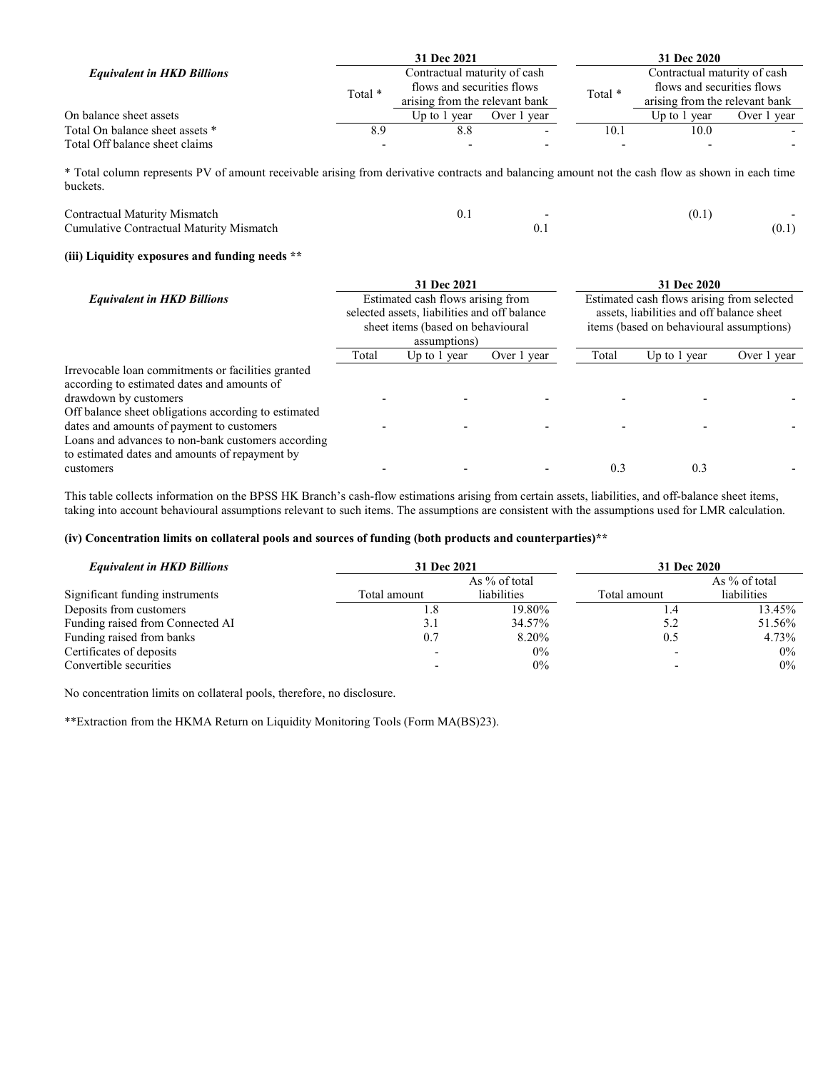| *Equivalent in HKD Billions* | 31 Dec 2021 | | | 31 Dec 2020 | | |
|---|---|---|---|---|---|---|
| | Total * | Contractual maturity of cash flows and securities flows arising from the relevant bank | | Total * | Contractual maturity of cash flows and securities flows arising from the relevant bank | |
| On balance sheet assets | | Up to 1 year | Over 1 year | | Up to 1 year | Over 1 year |
| Total On balance sheet assets * | 8.9 | 8.8 | - | 10.1 | 10.0 | - |
| Total Off balance sheet claims | - | - | - | - | - | - |

\* Total column represents PV of amount receivable arising from derivative contracts and balancing amount not the cash flow as shown in each time buckets.

| | | Up to 1 year | Over 1 year | | Up to 1 year | Over 1 year |
|---|---|---|---|---|---|---|
| Contractual Maturity Mismatch | | 0.1 | - | | (0.1) | - |
| Cumulative Contractual Maturity Mismatch | | | 0.1 | | | (0.1) |

#### (iii) Liquidity exposures and funding needs **

| *Equivalent in HKD Billions* | 31 Dec 2021 | | | 31 Dec 2020 | | |
|---|---|---|---|---|---|---|
| | Estimated cash flows arising from selected assets, liabilities and off balance sheet items (based on behavioural assumptions) | | | Estimated cash flows arising from selected assets, liabilities and off balance sheet items (based on behavioural assumptions) | | |
| | Total | Up to 1 year | Over 1 year | Total | Up to 1 year | Over 1 year |
| Irrevocable loan commitments or facilities granted according to estimated dates and amounts of drawdown by customers | - | - | - | - | - | - |
| Off balance sheet obligations according to estimated dates and amounts of payment to customers | - | - | - | - | - | - |
| Loans and advances to non-bank customers according to estimated dates and amounts of repayment by customers | - | - | - | 0.3 | 0.3 | - |

This table collects information on the BPSS HK Branch's cash-flow estimations arising from certain assets, liabilities, and off-balance sheet items, taking into account behavioural assumptions relevant to such items. The assumptions are consistent with the assumptions used for LMR calculation.

#### (iv) Concentration limits on collateral pools and sources of funding (both products and counterparties)**

| *Equivalent in HKD Billions* | 31 Dec 2021 | | 31 Dec 2020 | |
|---|---|---|---|---|
| Significant funding instruments | Total amount | As % of total liabilities | Total amount | As % of total liabilities |
| Deposits from customers | 1.8 | 19.80% | 1.4 | 13.45% |
| Funding raised from Connected AI | 3.1 | 34.57% | 5.2 | 51.56% |
| Funding raised from banks | 0.7 | 8.20% | 0.5 | 4.73% |
| Certificates of deposits | - | 0% | - | 0% |
| Convertible securities | - | 0% | - | 0% |

No concentration limits on collateral pools, therefore, no disclosure.

**Extraction from the HKMA Return on Liquidity Monitoring Tools (Form MA(BS)23).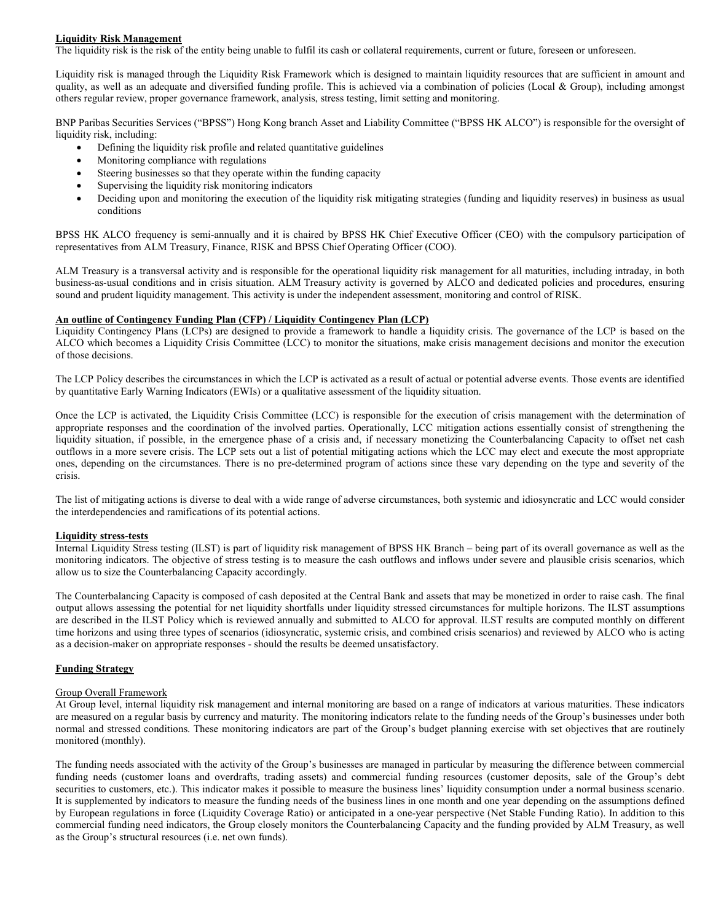**Liquidity Risk Management**

The liquidity risk is the risk of the entity being unable to fulfil its cash or collateral requirements, current or future, foreseen or unforeseen.

Liquidity risk is managed through the Liquidity Risk Framework which is designed to maintain liquidity resources that are sufficient in amount and quality, as well as an adequate and diversified funding profile. This is achieved via a combination of policies (Local & Group), including amongst others regular review, proper governance framework, analysis, stress testing, limit setting and monitoring.

BNP Paribas Securities Services ("BPSS") Hong Kong branch Asset and Liability Committee ("BPSS HK ALCO") is responsible for the oversight of liquidity risk, including:

- Defining the liquidity risk profile and related quantitative guidelines
- Monitoring compliance with regulations
- Steering businesses so that they operate within the funding capacity
- Supervising the liquidity risk monitoring indicators
- Deciding upon and monitoring the execution of the liquidity risk mitigating strategies (funding and liquidity reserves) in business as usual conditions

BPSS HK ALCO frequency is semi-annually and it is chaired by BPSS HK Chief Executive Officer (CEO) with the compulsory participation of representatives from ALM Treasury, Finance, RISK and BPSS Chief Operating Officer (COO).

ALM Treasury is a transversal activity and is responsible for the operational liquidity risk management for all maturities, including intraday, in both business-as-usual conditions and in crisis situation. ALM Treasury activity is governed by ALCO and dedicated policies and procedures, ensuring sound and prudent liquidity management. This activity is under the independent assessment, monitoring and control of RISK.

**An outline of Contingency Funding Plan (CFP) / Liquidity Contingency Plan (LCP)**

Liquidity Contingency Plans (LCPs) are designed to provide a framework to handle a liquidity crisis. The governance of the LCP is based on the ALCO which becomes a Liquidity Crisis Committee (LCC) to monitor the situations, make crisis management decisions and monitor the execution of those decisions.

The LCP Policy describes the circumstances in which the LCP is activated as a result of actual or potential adverse events. Those events are identified by quantitative Early Warning Indicators (EWIs) or a qualitative assessment of the liquidity situation.

Once the LCP is activated, the Liquidity Crisis Committee (LCC) is responsible for the execution of crisis management with the determination of appropriate responses and the coordination of the involved parties. Operationally, LCC mitigation actions essentially consist of strengthening the liquidity situation, if possible, in the emergence phase of a crisis and, if necessary monetizing the Counterbalancing Capacity to offset net cash outflows in a more severe crisis. The LCP sets out a list of potential mitigating actions which the LCC may elect and execute the most appropriate ones, depending on the circumstances. There is no pre-determined program of actions since these vary depending on the type and severity of the crisis.

The list of mitigating actions is diverse to deal with a wide range of adverse circumstances, both systemic and idiosyncratic and LCC would consider the interdependencies and ramifications of its potential actions.

**Liquidity stress-tests**

Internal Liquidity Stress testing (ILST) is part of liquidity risk management of BPSS HK Branch – being part of its overall governance as well as the monitoring indicators. The objective of stress testing is to measure the cash outflows and inflows under severe and plausible crisis scenarios, which allow us to size the Counterbalancing Capacity accordingly.

The Counterbalancing Capacity is composed of cash deposited at the Central Bank and assets that may be monetized in order to raise cash. The final output allows assessing the potential for net liquidity shortfalls under liquidity stressed circumstances for multiple horizons. The ILST assumptions are described in the ILST Policy which is reviewed annually and submitted to ALCO for approval. ILST results are computed monthly on different time horizons and using three types of scenarios (idiosyncratic, systemic crisis, and combined crisis scenarios) and reviewed by ALCO who is acting as a decision-maker on appropriate responses - should the results be deemed unsatisfactory.

**Funding Strategy**

Group Overall Framework

At Group level, internal liquidity risk management and internal monitoring are based on a range of indicators at various maturities. These indicators are measured on a regular basis by currency and maturity. The monitoring indicators relate to the funding needs of the Group's businesses under both normal and stressed conditions. These monitoring indicators are part of the Group's budget planning exercise with set objectives that are routinely monitored (monthly).

The funding needs associated with the activity of the Group's businesses are managed in particular by measuring the difference between commercial funding needs (customer loans and overdrafts, trading assets) and commercial funding resources (customer deposits, sale of the Group's debt securities to customers, etc.). This indicator makes it possible to measure the business lines' liquidity consumption under a normal business scenario. It is supplemented by indicators to measure the funding needs of the business lines in one month and one year depending on the assumptions defined by European regulations in force (Liquidity Coverage Ratio) or anticipated in a one-year perspective (Net Stable Funding Ratio). In addition to this commercial funding need indicators, the Group closely monitors the Counterbalancing Capacity and the funding provided by ALM Treasury, as well as the Group's structural resources (i.e. net own funds).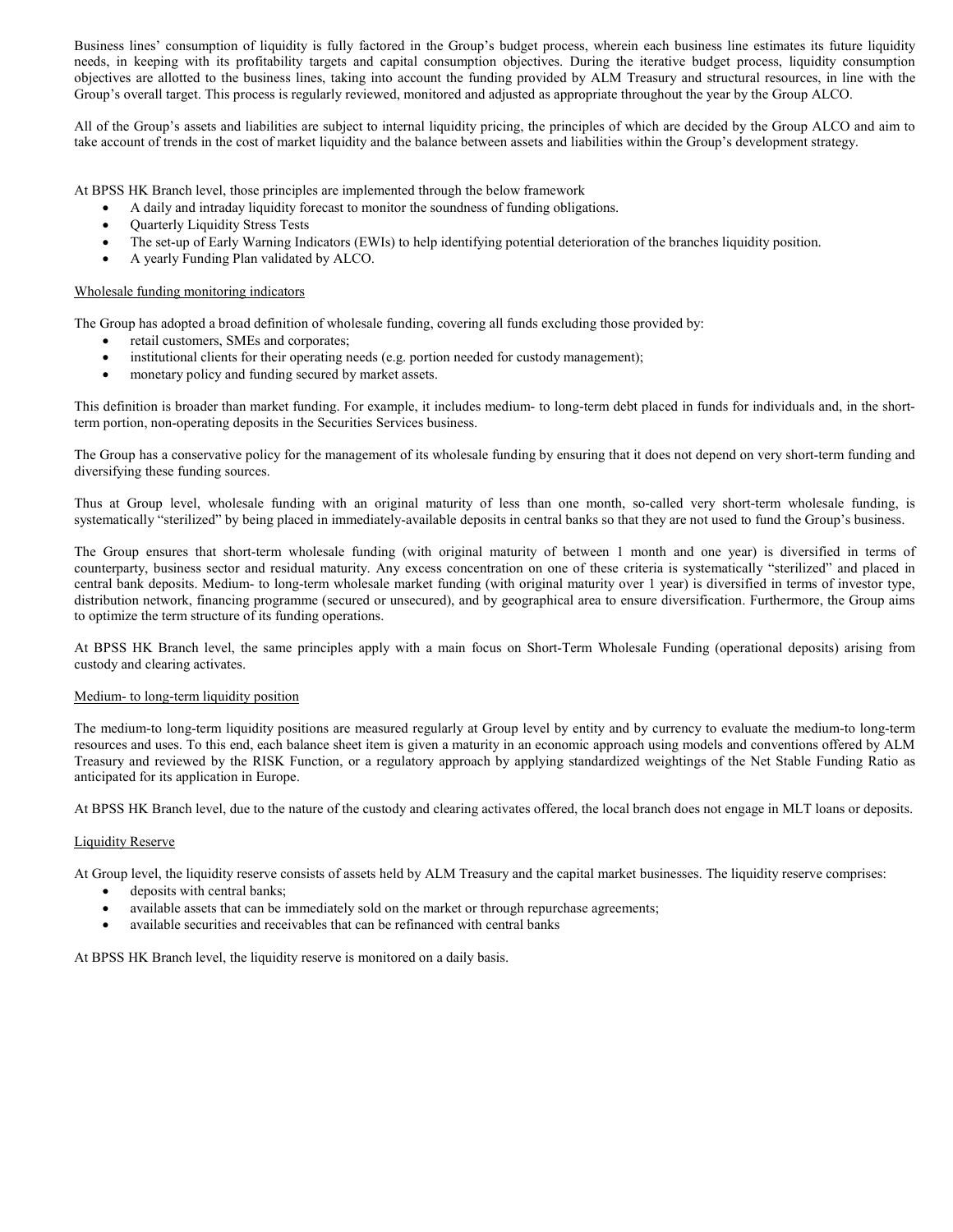Business lines' consumption of liquidity is fully factored in the Group's budget process, wherein each business line estimates its future liquidity needs, in keeping with its profitability targets and capital consumption objectives. During the iterative budget process, liquidity consumption objectives are allotted to the business lines, taking into account the funding provided by ALM Treasury and structural resources, in line with the Group's overall target. This process is regularly reviewed, monitored and adjusted as appropriate throughout the year by the Group ALCO.

All of the Group's assets and liabilities are subject to internal liquidity pricing, the principles of which are decided by the Group ALCO and aim to take account of trends in the cost of market liquidity and the balance between assets and liabilities within the Group's development strategy.

At BPSS HK Branch level, those principles are implemented through the below framework

- A daily and intraday liquidity forecast to monitor the soundness of funding obligations.
- Quarterly Liquidity Stress Tests
- The set-up of Early Warning Indicators (EWIs) to help identifying potential deterioration of the branches liquidity position.
- A yearly Funding Plan validated by ALCO.

<u>Wholesale funding monitoring indicators</u>

The Group has adopted a broad definition of wholesale funding, covering all funds excluding those provided by:

- retail customers, SMEs and corporates;
- institutional clients for their operating needs (e.g. portion needed for custody management);
- monetary policy and funding secured by market assets.

This definition is broader than market funding. For example, it includes medium- to long-term debt placed in funds for individuals and, in the short-term portion, non-operating deposits in the Securities Services business.

The Group has a conservative policy for the management of its wholesale funding by ensuring that it does not depend on very short-term funding and diversifying these funding sources.

Thus at Group level, wholesale funding with an original maturity of less than one month, so-called very short-term wholesale funding, is systematically "sterilized" by being placed in immediately-available deposits in central banks so that they are not used to fund the Group's business.

The Group ensures that short-term wholesale funding (with original maturity of between 1 month and one year) is diversified in terms of counterparty, business sector and residual maturity. Any excess concentration on one of these criteria is systematically "sterilized" and placed in central bank deposits. Medium- to long-term wholesale market funding (with original maturity over 1 year) is diversified in terms of investor type, distribution network, financing programme (secured or unsecured), and by geographical area to ensure diversification. Furthermore, the Group aims to optimize the term structure of its funding operations.

At BPSS HK Branch level, the same principles apply with a main focus on Short-Term Wholesale Funding (operational deposits) arising from custody and clearing activates.

<u>Medium- to long-term liquidity position</u>

The medium-to long-term liquidity positions are measured regularly at Group level by entity and by currency to evaluate the medium-to long-term resources and uses. To this end, each balance sheet item is given a maturity in an economic approach using models and conventions offered by ALM Treasury and reviewed by the RISK Function, or a regulatory approach by applying standardized weightings of the Net Stable Funding Ratio as anticipated for its application in Europe.

At BPSS HK Branch level, due to the nature of the custody and clearing activates offered, the local branch does not engage in MLT loans or deposits.

<u>Liquidity Reserve</u>

At Group level, the liquidity reserve consists of assets held by ALM Treasury and the capital market businesses. The liquidity reserve comprises:

- deposits with central banks;
- available assets that can be immediately sold on the market or through repurchase agreements;
- available securities and receivables that can be refinanced with central banks

At BPSS HK Branch level, the liquidity reserve is monitored on a daily basis.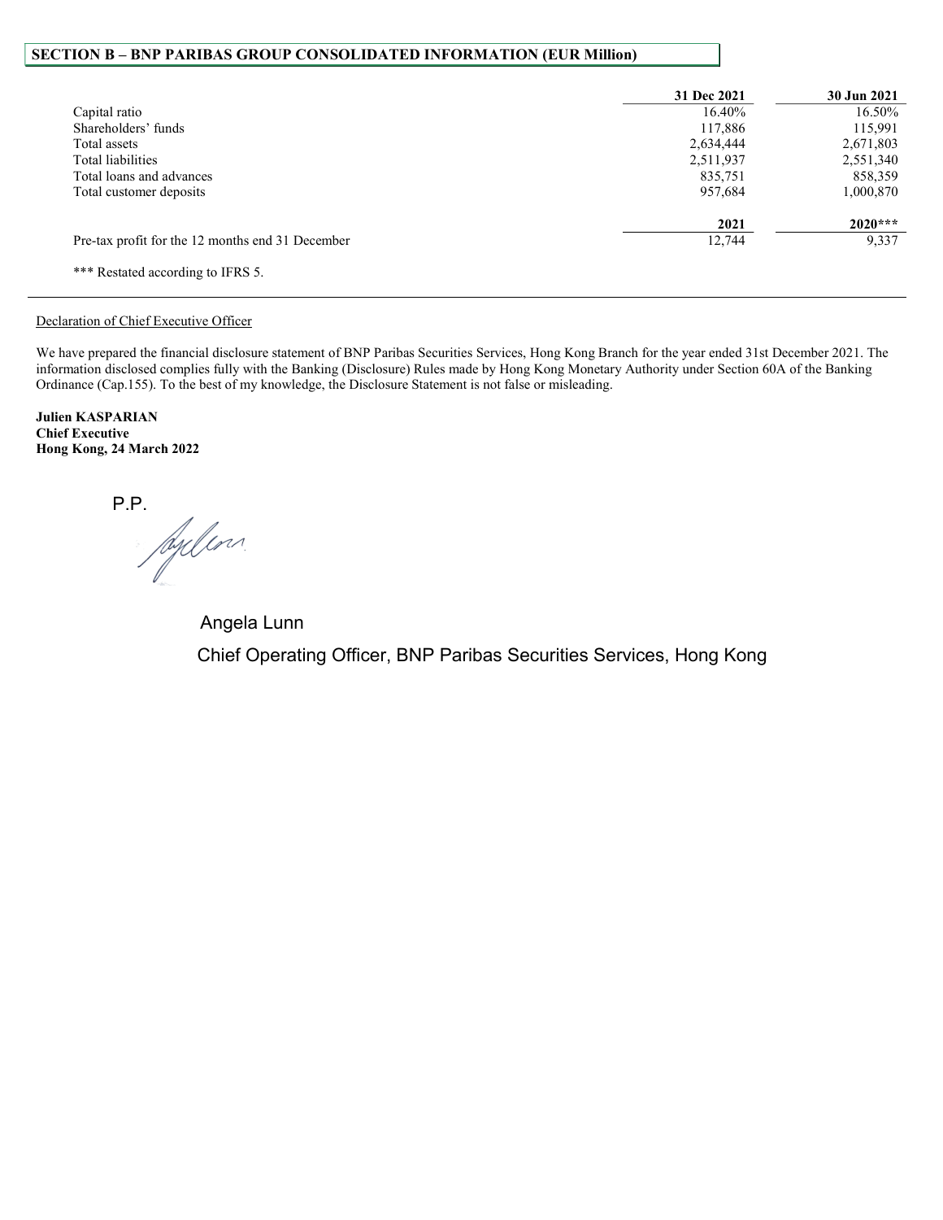## SECTION B – BNP PARIBAS GROUP CONSOLIDATED INFORMATION (EUR Million)

| | 31 Dec 2021 | 30 Jun 2021 |
|---|---|---|
| Capital ratio | 16.40% | 16.50% |
| Shareholders' funds | 117,886 | 115,991 |
| Total assets | 2,634,444 | 2,671,803 |
| Total liabilities | 2,511,937 | 2,551,340 |
| Total loans and advances | 835,751 | 858,359 |
| Total customer deposits | 957,684 | 1,000,870 |
| | **2021** | **2020*** ** |
| Pre-tax profit for the 12 months end 31 December | 12,744 | 9,337 |

*** Restated according to IFRS 5.

Declaration of Chief Executive Officer

We have prepared the financial disclosure statement of BNP Paribas Securities Services, Hong Kong Branch for the year ended 31st December 2021. The information disclosed complies fully with the Banking (Disclosure) Rules made by Hong Kong Monetary Authority under Section 60A of the Banking Ordinance (Cap.155). To the best of my knowledge, the Disclosure Statement is not false or misleading.

**Julien KASPARIAN**
**Chief Executive**
**Hong Kong, 24 March 2022**

P.P.

Angela Lunn

Chief Operating Officer, BNP Paribas Securities Services, Hong Kong